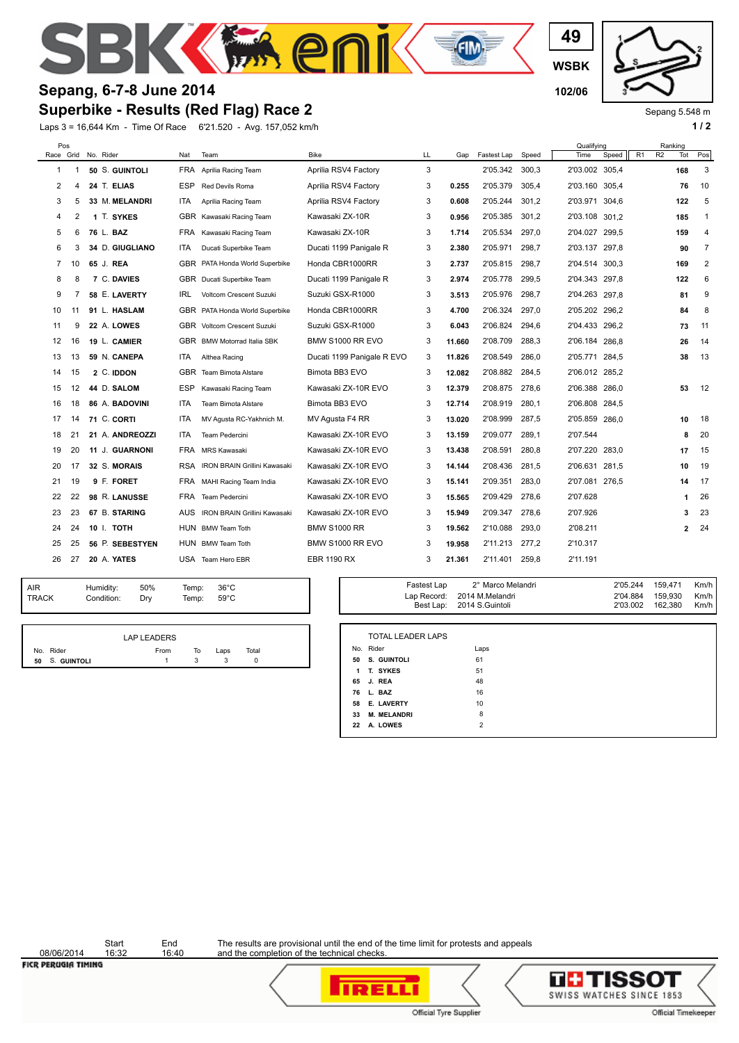# Sepang, 6-7-8 June 2014

## Superbike - Results (Red Flag) Race 2

49
WSBK
102/06

Sepang 5.548 m

Laps 3 = 16,644 Km - Time Of Race 6'21.520 - Avg. 157,052 km/h

| Pos Race | Grid | No. | Rider | Nat | Team | Bike | LL | Gap | Fastest Lap | Speed | Qualifying Time | Qualifying Speed | Ranking R1 | Ranking R2 | Ranking Tot | Ranking Pos |
|---|---|---|---|---|---|---|---|---|---|---|---|---|---|---|---|---|
| 1 | 1 | **50** | S. **GUINTOLI** | FRA | Aprilia Racing Team | Aprilia RSV4 Factory | 3 | | 2'05.342 | 300,3 | 2'03.002 | 305,4 | | | **168** | 3 |
| 2 | 4 | **24** | T. **ELIAS** | ESP | Red Devils Roma | Aprilia RSV4 Factory | 3 | **0.255** | 2'05.379 | 305,4 | 2'03.160 | 305,4 | | | **76** | 10 |
| 3 | 5 | **33** | M. **MELANDRI** | ITA | Aprilia Racing Team | Aprilia RSV4 Factory | 3 | **0.608** | 2'05.244 | 301,2 | 2'03.971 | 304,6 | | | **122** | 5 |
| 4 | 2 | **1** | T. **SYKES** | GBR | Kawasaki Racing Team | Kawasaki ZX-10R | 3 | **0.956** | 2'05.385 | 301,2 | 2'03.108 | 301,2 | | | **185** | 1 |
| 5 | 6 | **76** | L. **BAZ** | FRA | Kawasaki Racing Team | Kawasaki ZX-10R | 3 | **1.714** | 2'05.534 | 297,0 | 2'04.027 | 299,5 | | | **159** | 4 |
| 6 | 3 | **34** | D. **GIUGLIANO** | ITA | Ducati Superbike Team | Ducati 1199 Panigale R | 3 | **2.380** | 2'05.971 | 298,7 | 2'03.137 | 297,8 | | | **90** | 7 |
| 7 | 10 | **65** | J. **REA** | GBR | PATA Honda World Superbike | Honda CBR1000RR | 3 | **2.737** | 2'05.815 | 298,7 | 2'04.514 | 300,3 | | | **169** | 2 |
| 8 | 8 | **7** | C. **DAVIES** | GBR | Ducati Superbike Team | Ducati 1199 Panigale R | 3 | **2.974** | 2'05.778 | 299,5 | 2'04.343 | 297,8 | | | **122** | 6 |
| 9 | 7 | **58** | E. **LAVERTY** | IRL | Voltcom Crescent Suzuki | Suzuki GSX-R1000 | 3 | **3.513** | 2'05.976 | 298,7 | 2'04.263 | 297,8 | | | **81** | 9 |
| 10 | 11 | **91** | L. **HASLAM** | GBR | PATA Honda World Superbike | Honda CBR1000RR | 3 | **4.700** | 2'06.324 | 297,0 | 2'05.202 | 296,2 | | | **84** | 8 |
| 11 | 9 | **22** | A. **LOWES** | GBR | Voltcom Crescent Suzuki | Suzuki GSX-R1000 | 3 | **6.043** | 2'06.824 | 294,6 | 2'04.433 | 296,2 | | | **73** | 11 |
| 12 | 16 | **19** | L. **CAMIER** | GBR | BMW Motorrad Italia SBK | BMW S1000 RR EVO | 3 | **11.660** | 2'08.709 | 288,3 | 2'06.184 | 286,8 | | | **26** | 14 |
| 13 | 13 | **59** | N. **CANEPA** | ITA | Althea Racing | Ducati 1199 Panigale R EVO | 3 | **11.826** | 2'08.549 | 286,0 | 2'05.771 | 284,5 | | | **38** | 13 |
| 14 | 15 | **2** | C. **IDDON** | GBR | Team Bimota Alstare | Bimota BB3 EVO | 3 | **12.082** | 2'08.882 | 284,5 | 2'06.012 | 285,2 | | | | |
| 15 | 12 | **44** | D. **SALOM** | ESP | Kawasaki Racing Team | Kawasaki ZX-10R EVO | 3 | **12.379** | 2'08.875 | 278,6 | 2'06.388 | 286,0 | | | **53** | 12 |
| 16 | 18 | **86** | A. **BADOVINI** | ITA | Team Bimota Alstare | Bimota BB3 EVO | 3 | **12.714** | 2'08.919 | 280,1 | 2'06.808 | 284,5 | | | | |
| 17 | 14 | **71** | C. **CORTI** | ITA | MV Agusta RC-Yakhnich M. | MV Agusta F4 RR | 3 | **13.020** | 2'08.999 | 287,5 | 2'05.859 | 286,0 | | | **10** | 18 |
| 18 | 21 | **21** | A. **ANDREOZZI** | ITA | Team Pedercini | Kawasaki ZX-10R EVO | 3 | **13.159** | 2'09.077 | 289,1 | 2'07.544 | | | | **8** | 20 |
| 19 | 20 | **11** | J. **GUARNONI** | FRA | MRS Kawasaki | Kawasaki ZX-10R EVO | 3 | **13.438** | 2'08.591 | 280,8 | 2'07.220 | 283,0 | | | **17** | 15 |
| 20 | 17 | **32** | S. **MORAIS** | RSA | IRON BRAIN Grillini Kawasaki | Kawasaki ZX-10R EVO | 3 | **14.144** | 2'08.436 | 281,5 | 2'06.631 | 281,5 | | | **10** | 19 |
| 21 | 19 | **9** | F. **FORET** | FRA | MAHI Racing Team India | Kawasaki ZX-10R EVO | 3 | **15.141** | 2'09.351 | 283,0 | 2'07.081 | 276,5 | | | **14** | 17 |
| 22 | 22 | **98** | R. **LANUSSE** | FRA | Team Pedercini | Kawasaki ZX-10R EVO | 3 | **15.565** | 2'09.429 | 278,6 | 2'07.628 | | | | **1** | 26 |
| 23 | 23 | **67** | B. **STARING** | AUS | IRON BRAIN Grillini Kawasaki | Kawasaki ZX-10R EVO | 3 | **15.949** | 2'09.347 | 278,6 | 2'07.926 | | | | **3** | 23 |
| 24 | 24 | **10** | I. **TOTH** | HUN | BMW Team Toth | BMW S1000 RR | 3 | **19.562** | 2'10.088 | 293,0 | 2'08.211 | | | | **2** | 24 |
| 25 | 25 | **56** | P. **SEBESTYEN** | HUN | BMW Team Toth | BMW S1000 RR EVO | 3 | **19.958** | 2'11.213 | 277,2 | 2'10.317 | | | | | |
| 26 | 27 | **20** | A. **YATES** | USA | Team Hero EBR | EBR 1190 RX | 3 | **21.361** | 2'11.401 | 259,8 | 2'11.191 | | | | | |

| | | | | |
|---|---|---|---|---|
| AIR | Humidity: | 50% | Temp: | 36°C |
| TRACK | Condition: | Dry | Temp: | 59°C |

| | | | | |
|---|---|---|---|---|
| Fastest Lap | 2° Marco Melandri | 2'05.244 | 159,471 | Km/h |
| Lap Record: | 2014 M.Melandri | 2'04.884 | 159,930 | Km/h |
| Best Lap: | 2014 S.Guintoli | 2'03.002 | 162,380 | Km/h |

**LAP LEADERS**

| No. | Rider | From | To | Laps | Total |
|---|---|---|---|---|---|
| 50 | S. **GUINTOLI** | 1 | 3 | 3 | 0 |

**TOTAL LEADER LAPS**

| No. | Rider | Laps |
|---|---|---|
| **50** | **S. GUINTOLI** | 61 |
| **1** | **T. SYKES** | 51 |
| **65** | **J. REA** | 48 |
| **76** | **L. BAZ** | 16 |
| **58** | **E. LAVERTY** | 10 |
| **33** | **M. MELANDRI** | 8 |
| **22** | **A. LOWES** | 2 |

| Date | Start | End |
|---|---|---|
| 08/06/2014 | 16:32 | 16:40 |

The results are provisional until the end of the time limit for protests and appeals and the completion of the technical checks.

FICR PERUGIA TIMING

Official Tyre Supplier — Official Timekeeper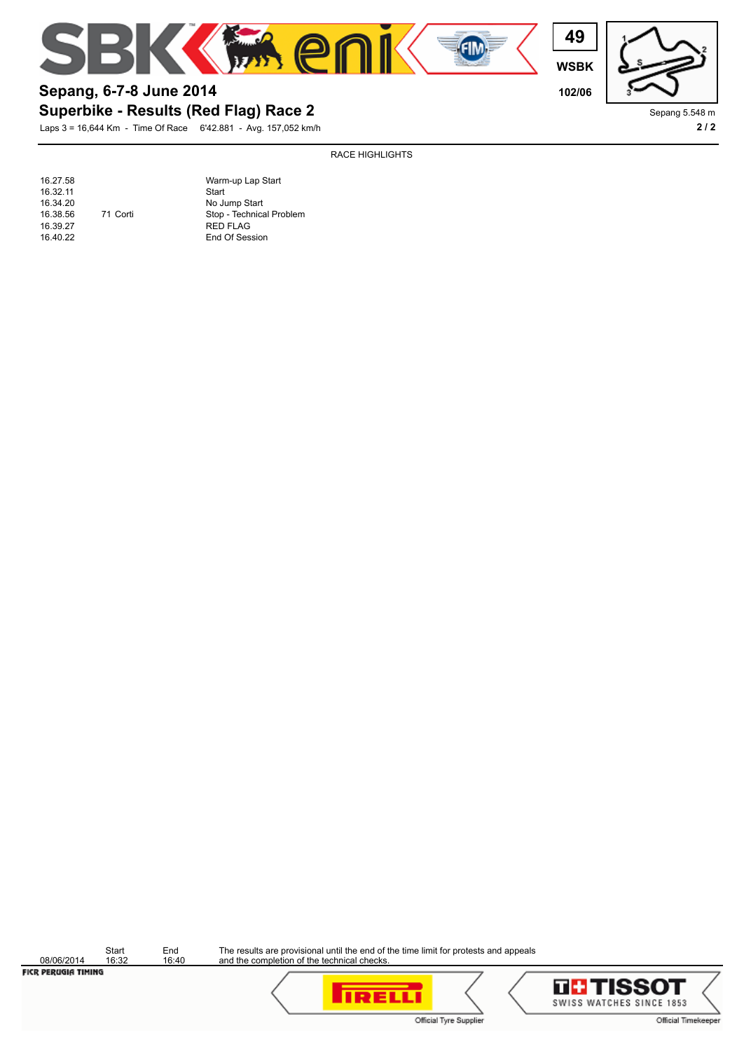# Sepang, 6-7-8 June 2014

## Superbike - Results (Red Flag) Race 2

49
WSBK
102/06

Sepang 5.548 m

Laps 3 = 16,644 Km - Time Of Race 6'42.881 - Avg. 157,052 km/h

RACE HIGHLIGHTS

| | | |
|---|---|---|
| 16.27.58 | | Warm-up Lap Start |
| 16.32.11 | | Start |
| 16.34.20 | | No Jump Start |
| 16.38.56 | 71 Corti | Stop - Technical Problem |
| 16.39.27 | | RED FLAG |
| 16.40.22 | | End Of Session |

| | Start | End |
|---|---|---|
| 08/06/2014 | 16:32 | 16:40 |

The results are provisional until the end of the time limit for protests and appeals and the completion of the technical checks.

FICR PERUGIA TIMING

Official Tyre Supplier

Official Timekeeper